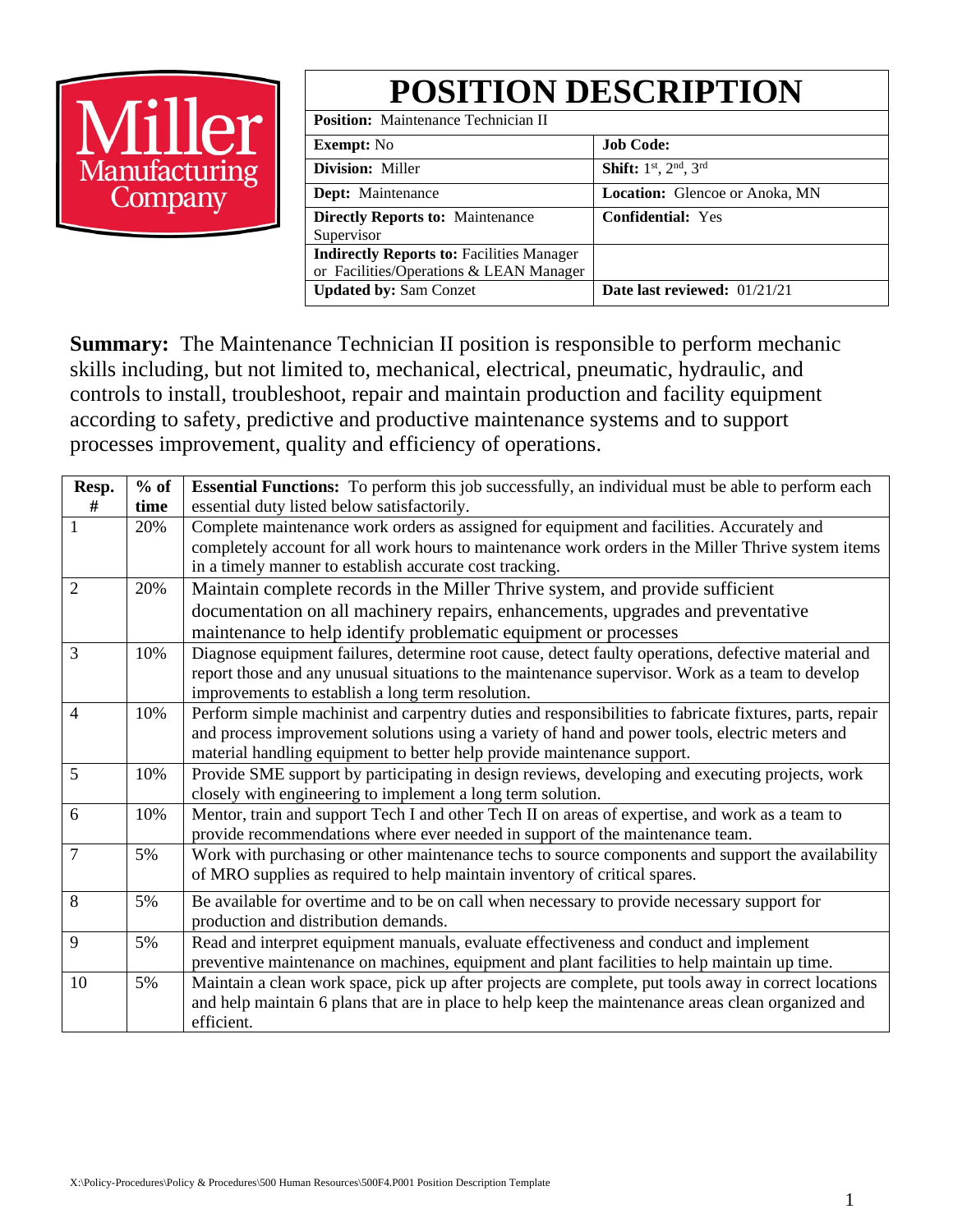Miller Manufacturing Company

# POSITION DESCRIPTION

| **Position:** Maintenance Technician II | |
|---|---|
| **Exempt:** No | **Job Code:** |
| **Division:** Miller | **Shift:** $1^{st}$, $2^{nd}$, $3^{rd}$ |
| **Dept:** Maintenance | **Location:** Glencoe or Anoka, MN |
| **Directly Reports to:** Maintenance Supervisor | **Confidential:** Yes |
| **Indirectly Reports to:** Facilities Manager or Facilities/Operations & LEAN Manager | |
| **Updated by:** Sam Conzet | **Date last reviewed:** 01/21/21 |

**Summary:** The Maintenance Technician II position is responsible to perform mechanic skills including, but not limited to, mechanical, electrical, pneumatic, hydraulic, and controls to install, troubleshoot, repair and maintain production and facility equipment according to safety, predictive and productive maintenance systems and to support processes improvement, quality and efficiency of operations.

| Resp. # | % of time | **Essential Functions:** To perform this job successfully, an individual must be able to perform each essential duty listed below satisfactorily. |
|---|---|---|
| 1 | 20% | Complete maintenance work orders as assigned for equipment and facilities. Accurately and completely account for all work hours to maintenance work orders in the Miller Thrive system items in a timely manner to establish accurate cost tracking. |
| 2 | 20% | Maintain complete records in the Miller Thrive system, and provide sufficient documentation on all machinery repairs, enhancements, upgrades and preventative maintenance to help identify problematic equipment or processes |
| 3 | 10% | Diagnose equipment failures, determine root cause, detect faulty operations, defective material and report those and any unusual situations to the maintenance supervisor. Work as a team to develop improvements to establish a long term resolution. |
| 4 | 10% | Perform simple machinist and carpentry duties and responsibilities to fabricate fixtures, parts, repair and process improvement solutions using a variety of hand and power tools, electric meters and material handling equipment to better help provide maintenance support. |
| 5 | 10% | Provide SME support by participating in design reviews, developing and executing projects, work closely with engineering to implement a long term solution. |
| 6 | 10% | Mentor, train and support Tech I and other Tech II on areas of expertise, and work as a team to provide recommendations where ever needed in support of the maintenance team. |
| 7 | 5% | Work with purchasing or other maintenance techs to source components and support the availability of MRO supplies as required to help maintain inventory of critical spares. |
| 8 | 5% | Be available for overtime and to be on call when necessary to provide necessary support for production and distribution demands. |
| 9 | 5% | Read and interpret equipment manuals, evaluate effectiveness and conduct and implement preventive maintenance on machines, equipment and plant facilities to help maintain up time. |
| 10 | 5% | Maintain a clean work space, pick up after projects are complete, put tools away in correct locations and help maintain 6 plans that are in place to help keep the maintenance areas clean organized and efficient. |

X:\Policy-Procedures\Policy & Procedures\500 Human Resources\500F4.P001 Position Description Template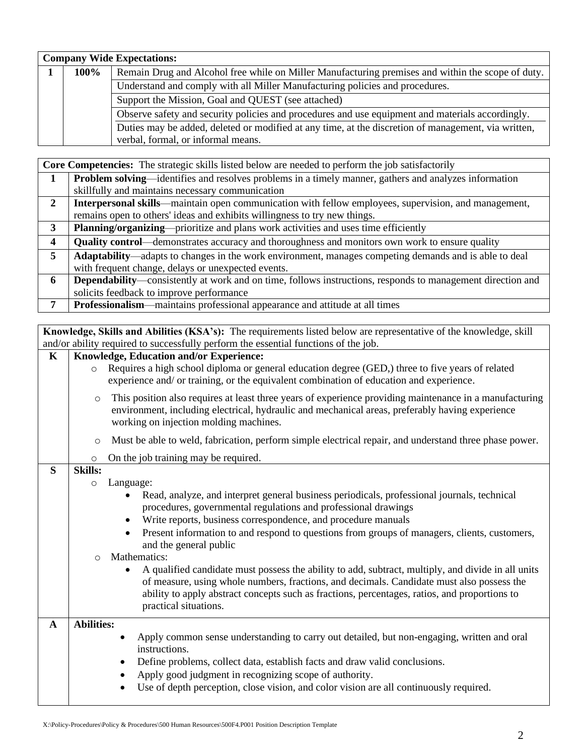| Company Wide Expectations: | | |
|---|---|---|
| 1 | 100% | Remain Drug and Alcohol free while on Miller Manufacturing premises and within the scope of duty. |
| | | Understand and comply with all Miller Manufacturing policies and procedures. |
| | | Support the Mission, Goal and QUEST (see attached) |
| | | Observe safety and security policies and procedures and use equipment and materials accordingly. |
| | | Duties may be added, deleted or modified at any time, at the discretion of management, via written, verbal, formal, or informal means. |

| Core Competencies: The strategic skills listed below are needed to perform the job satisfactorily | |
|---|---|
| 1 | **Problem solving**—identifies and resolves problems in a timely manner, gathers and analyzes information skillfully and maintains necessary communication |
| 2 | **Interpersonal skills**—maintain open communication with fellow employees, supervision, and management, remains open to others' ideas and exhibits willingness to try new things. |
| 3 | **Planning/organizing**—prioritize and plans work activities and uses time efficiently |
| 4 | **Quality control**—demonstrates accuracy and thoroughness and monitors own work to ensure quality |
| 5 | **Adaptability**—adapts to changes in the work environment, manages competing demands and is able to deal with frequent change, delays or unexpected events. |
| 6 | **Dependability**—consistently at work and on time, follows instructions, responds to management direction and solicits feedback to improve performance |
| 7 | **Professionalism**—maintains professional appearance and attitude at all times |

**Knowledge, Skills and Abilities (KSA's):** The requirements listed below are representative of the knowledge, skill and/or ability required to successfully perform the essential functions of the job.

**K — Knowledge, Education and/or Experience:**

- Requires a high school diploma or general education degree (GED,) three to five years of related experience and/ or training, or the equivalent combination of education and experience.
- This position also requires at least three years of experience providing maintenance in a manufacturing environment, including electrical, hydraulic and mechanical areas, preferably having experience working on injection molding machines.
- Must be able to weld, fabrication, perform simple electrical repair, and understand three phase power.
- On the job training may be required.

**S — Skills:**

- Language:
  - Read, analyze, and interpret general business periodicals, professional journals, technical procedures, governmental regulations and professional drawings
  - Write reports, business correspondence, and procedure manuals
  - Present information to and respond to questions from groups of managers, clients, customers, and the general public
- Mathematics:
  - A qualified candidate must possess the ability to add, subtract, multiply, and divide in all units of measure, using whole numbers, fractions, and decimals. Candidate must also possess the ability to apply abstract concepts such as fractions, percentages, ratios, and proportions to practical situations.

**A — Abilities:**

- Apply common sense understanding to carry out detailed, but non-engaging, written and oral instructions.
- Define problems, collect data, establish facts and draw valid conclusions.
- Apply good judgment in recognizing scope of authority.
- Use of depth perception, close vision, and color vision are all continuously required.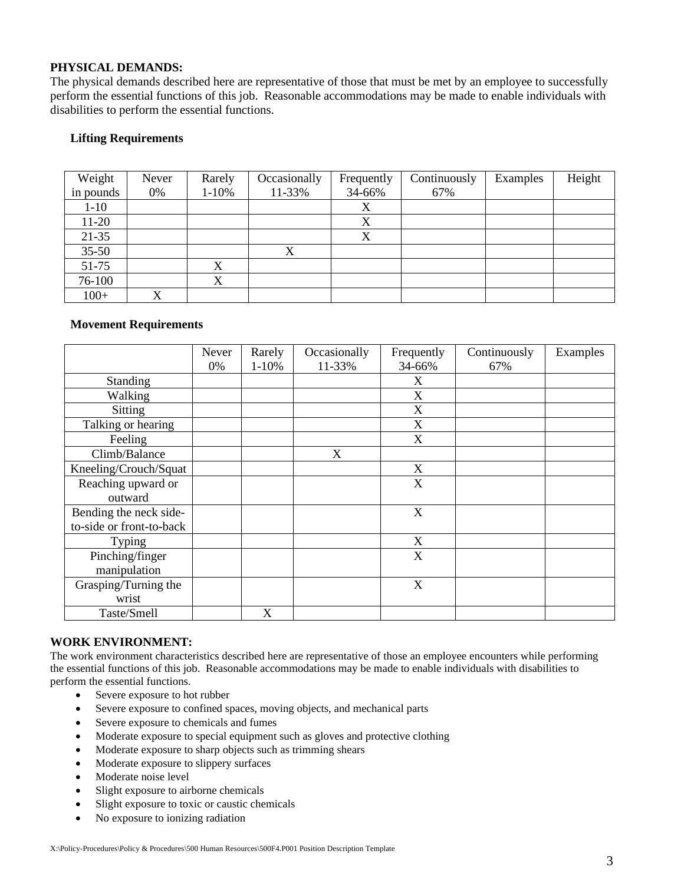**PHYSICAL DEMANDS:**

The physical demands described here are representative of those that must be met by an employee to successfully perform the essential functions of this job. Reasonable accommodations may be made to enable individuals with disabilities to perform the essential functions.

**Lifting Requirements**

| Weight in pounds | Never 0% | Rarely 1-10% | Occasionally 11-33% | Frequently 34-66% | Continuously 67% | Examples | Height |
|---|---|---|---|---|---|---|---|
| 1-10 | | | | X | | | |
| 11-20 | | | | X | | | |
| 21-35 | | | | X | | | |
| 35-50 | | | X | | | | |
| 51-75 | | X | | | | | |
| 76-100 | | X | | | | | |
| 100+ | X | | | | | | |

**Movement Requirements**

| | Never 0% | Rarely 1-10% | Occasionally 11-33% | Frequently 34-66% | Continuously 67% | Examples |
|---|---|---|---|---|---|---|
| Standing | | | | X | | |
| Walking | | | | X | | |
| Sitting | | | | X | | |
| Talking or hearing | | | | X | | |
| Feeling | | | | X | | |
| Climb/Balance | | | X | | | |
| Kneeling/Crouch/Squat | | | | X | | |
| Reaching upward or outward | | | | X | | |
| Bending the neck side-to-side or front-to-back | | | | X | | |
| Typing | | | | X | | |
| Pinching/finger manipulation | | | | X | | |
| Grasping/Turning the wrist | | | | X | | |
| Taste/Smell | | X | | | | |

**WORK ENVIRONMENT:**

The work environment characteristics described here are representative of those an employee encounters while performing the essential functions of this job. Reasonable accommodations may be made to enable individuals with disabilities to perform the essential functions.

- Severe exposure to hot rubber
- Severe exposure to confined spaces, moving objects, and mechanical parts
- Severe exposure to chemicals and fumes
- Moderate exposure to special equipment such as gloves and protective clothing
- Moderate exposure to sharp objects such as trimming shears
- Moderate exposure to slippery surfaces
- Moderate noise level
- Slight exposure to airborne chemicals
- Slight exposure to toxic or caustic chemicals
- No exposure to ionizing radiation

X:\Policy-Procedures\Policy & Procedures\500 Human Resources\500F4.P001 Position Description Template